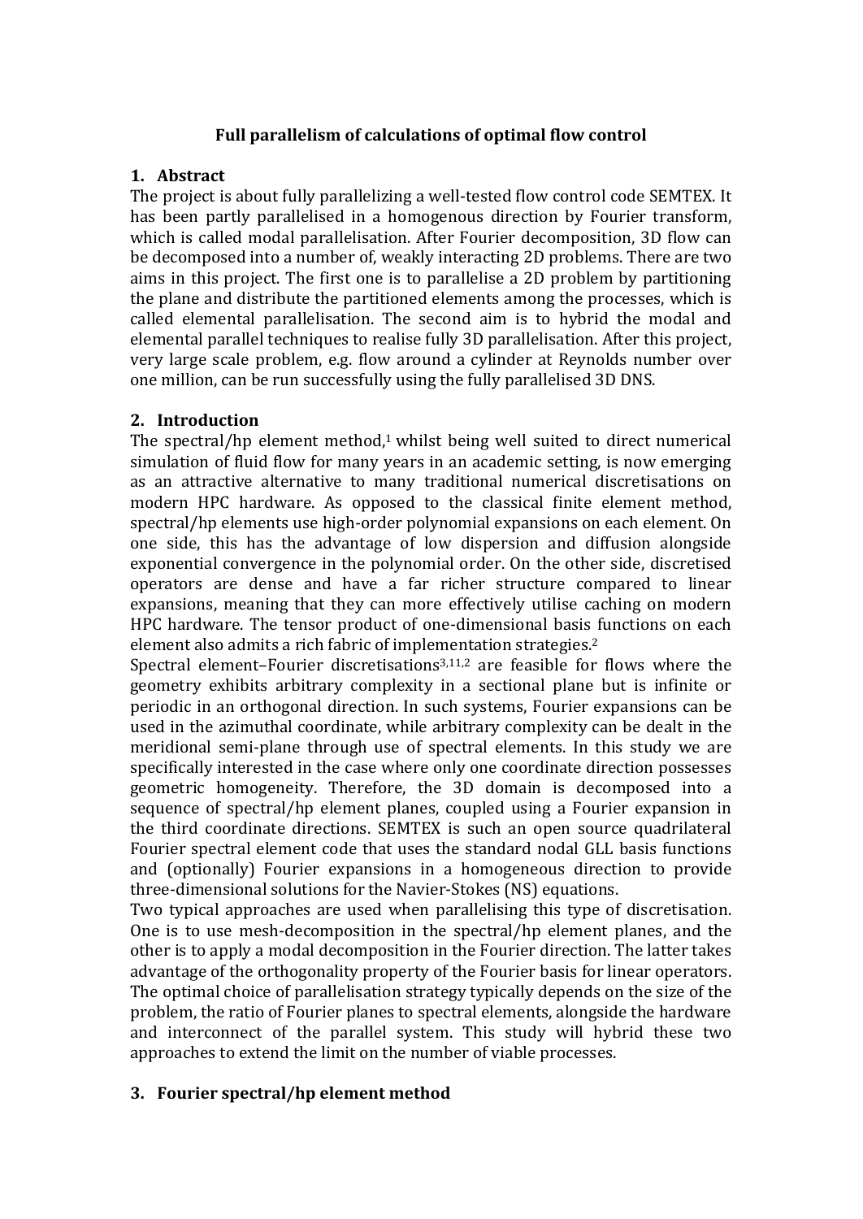**Full parallelism of calculations of optimal flow control**

## 1. Abstract

The project is about fully parallelizing a well-tested flow control code SEMTEX. It has been partly parallelised in a homogenous direction by Fourier transform, which is called modal parallelisation. After Fourier decomposition, 3D flow can be decomposed into a number of, weakly interacting 2D problems. There are two aims in this project. The first one is to parallelise a 2D problem by partitioning the plane and distribute the partitioned elements among the processes, which is called elemental parallelisation. The second aim is to hybrid the modal and elemental parallel techniques to realise fully 3D parallelisation. After this project, very large scale problem, e.g. flow around a cylinder at Reynolds number over one million, can be run successfully using the fully parallelised 3D DNS.

## 2. Introduction

The spectral/hp element method,[1] whilst being well suited to direct numerical simulation of fluid flow for many years in an academic setting, is now emerging as an attractive alternative to many traditional numerical discretisations on modern HPC hardware. As opposed to the classical finite element method, spectral/hp elements use high-order polynomial expansions on each element. On one side, this has the advantage of low dispersion and diffusion alongside exponential convergence in the polynomial order. On the other side, discretised operators are dense and have a far richer structure compared to linear expansions, meaning that they can more effectively utilise caching on modern HPC hardware. The tensor product of one-dimensional basis functions on each element also admits a rich fabric of implementation strategies.[2]

Spectral element–Fourier discretisations[3,11,2] are feasible for flows where the geometry exhibits arbitrary complexity in a sectional plane but is infinite or periodic in an orthogonal direction. In such systems, Fourier expansions can be used in the azimuthal coordinate, while arbitrary complexity can be dealt in the meridional semi-plane through use of spectral elements. In this study we are specifically interested in the case where only one coordinate direction possesses geometric homogeneity. Therefore, the 3D domain is decomposed into a sequence of spectral/hp element planes, coupled using a Fourier expansion in the third coordinate directions. SEMTEX is such an open source quadrilateral Fourier spectral element code that uses the standard nodal GLL basis functions and (optionally) Fourier expansions in a homogeneous direction to provide three-dimensional solutions for the Navier-Stokes (NS) equations.

Two typical approaches are used when parallelising this type of discretisation. One is to use mesh-decomposition in the spectral/hp element planes, and the other is to apply a modal decomposition in the Fourier direction. The latter takes advantage of the orthogonality property of the Fourier basis for linear operators. The optimal choice of parallelisation strategy typically depends on the size of the problem, the ratio of Fourier planes to spectral elements, alongside the hardware and interconnect of the parallel system. This study will hybrid these two approaches to extend the limit on the number of viable processes.

## 3. Fourier spectral/hp element method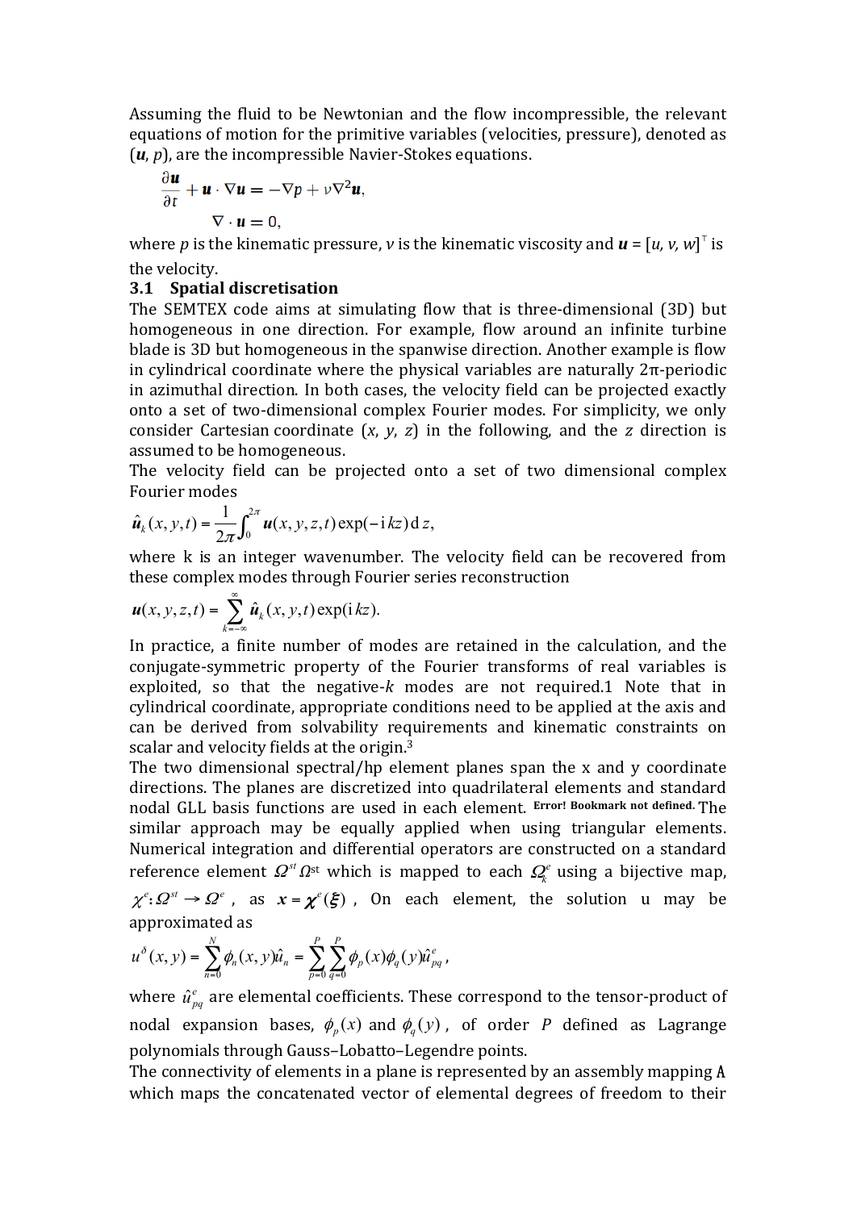Assuming the fluid to be Newtonian and the flow incompressible, the relevant equations of motion for the primitive variables (velocities, pressure), denoted as ($\boldsymbol{u}$, $p$), are the incompressible Navier-Stokes equations.

$$\frac{\partial \boldsymbol{u}}{\partial t} + \boldsymbol{u} \cdot \nabla \boldsymbol{u} = -\nabla p + \nu \nabla^2 \boldsymbol{u},$$

$$\nabla \cdot \boldsymbol{u} = 0,$$

where $p$ is the kinematic pressure, $\nu$ is the kinematic viscosity and $\boldsymbol{u} = [u, v, w]^\top$ is the velocity.

### 3.1 Spatial discretisation

The SEMTEX code aims at simulating flow that is three-dimensional (3D) but homogeneous in one direction. For example, flow around an infinite turbine blade is 3D but homogeneous in the spanwise direction. Another example is flow in cylindrical coordinate where the physical variables are naturally 2π-periodic in azimuthal direction. In both cases, the velocity field can be projected exactly onto a set of two-dimensional complex Fourier modes. For simplicity, we only consider Cartesian coordinate ($x$, $y$, $z$) in the following, and the $z$ direction is assumed to be homogeneous.

The velocity field can be projected onto a set of two dimensional complex Fourier modes

$$\hat{\boldsymbol{u}}_k(x, y, t) = \frac{1}{2\pi}\int_0^{2\pi} \boldsymbol{u}(x, y, z, t)\exp(-\mathrm{i}\,kz)\,\mathrm{d}\,z,$$

where k is an integer wavenumber. The velocity field can be recovered from these complex modes through Fourier series reconstruction

$$\boldsymbol{u}(x, y, z, t) = \sum_{k=-\infty}^{\infty} \hat{\boldsymbol{u}}_k(x, y, t)\exp(\mathrm{i}\,kz).$$

In practice, a finite number of modes are retained in the calculation, and the conjugate-symmetric property of the Fourier transforms of real variables is exploited, so that the negative-$k$ modes are not required.1 Note that in cylindrical coordinate, appropriate conditions need to be applied at the axis and can be derived from solvability requirements and kinematic constraints on scalar and velocity fields at the origin.[3]

The two dimensional spectral/hp element planes span the x and y coordinate directions. The planes are discretized into quadrilateral elements and standard nodal GLL basis functions are used in each element. **Error! Bookmark not defined.** The similar approach may be equally applied when using triangular elements. Numerical integration and differential operators are constructed on a standard reference element $\Omega^{st}$ Ωst which is mapped to each $\Omega_k^e$ using a bijective map, $\chi^e : \Omega^{st} \rightarrow \Omega^e$, as $\boldsymbol{x} = \boldsymbol{\chi}^e(\boldsymbol{\xi})$, On each element, the solution u may be approximated as

$$u^\delta(x, y) = \sum_{n=0}^{N} \phi_n(x, y)\hat{u}_n = \sum_{p=0}^{P}\sum_{q=0}^{P} \phi_p(x)\phi_q(y)\hat{u}_{pq}^e,$$

where $\hat{u}_{pq}^e$ are elemental coefficients. These correspond to the tensor-product of nodal expansion bases, $\phi_p(x)$ and $\phi_q(y)$, of order $P$ defined as Lagrange polynomials through Gauss–Lobatto–Legendre points.

The connectivity of elements in a plane is represented by an assembly mapping A which maps the concatenated vector of elemental degrees of freedom to their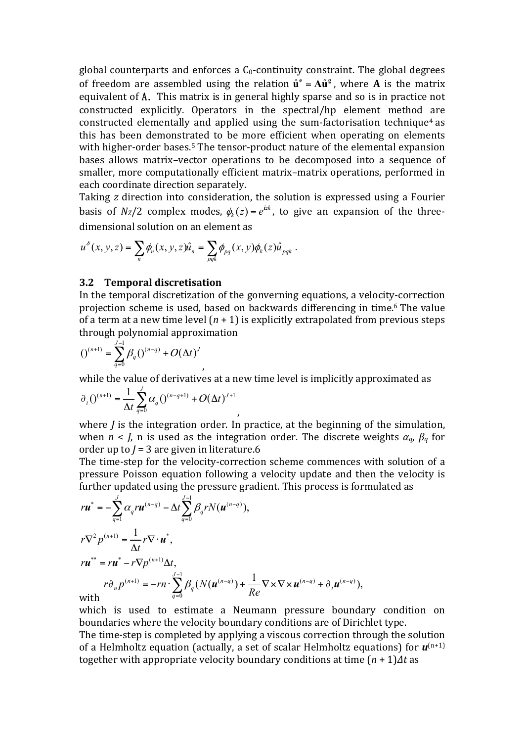global counterparts and enforces a $C_0$-continuity constraint. The global degrees of freedom are assembled using the relation $\hat{\mathbf{u}}^{\mathbf{e}} = \mathbf{A}\hat{\mathbf{u}}^{\mathbf{g}}$, where $\mathbf{A}$ is the matrix equivalent of $\mathcal{A}$. This matrix is in general highly sparse and so is in practice not constructed explicitly. Operators in the spectral/hp element method are constructed elementally and applied using the sum-factorisation technique[4] as this has been demonstrated to be more efficient when operating on elements with higher-order bases.[5] The tensor-product nature of the elemental expansion bases allows matrix–vector operations to be decomposed into a sequence of smaller, more computationally efficient matrix–matrix operations, performed in each coordinate direction separately.

Taking $z$ direction into consideration, the solution is expressed using a Fourier basis of $N_Z/2$ complex modes, $\phi_k(z) = e^{izk}$, to give an expansion of the three-dimensional solution on an element as

$$u^{\delta}(x, y, z) = \sum_{n} \phi_n(x, y, z)\hat{u}_n = \sum_{pqk} \phi_{pq}(x, y)\phi_k(z)\hat{u}_{pqk} .$$

### 3.2 Temporal discretisation

In the temporal discretization of the gonverning equations, a velocity-correction projection scheme is used, based on backwards differencing in time.[6] The value of a term at a new time level $(n + 1)$ is explicitly extrapolated from previous steps through polynomial approximation

$$()^{(n+1)} = \sum_{q=0}^{J-1} \beta_q ()^{(n-q)} + O(\Delta t)^J ,$$

while the value of derivatives at a new time level is implicitly approximated as

$$\partial_t ()^{(n+1)} = \frac{1}{\Delta t} \sum_{q=0}^{J} \alpha_q ()^{(n-q+1)} + O(\Delta t)^{J+1} ,$$

where $J$ is the integration order. In practice, at the beginning of the simulation, when $n < J$, n is used as the integration order. The discrete weights $\alpha_q$, $\beta_q$ for order up to $J = 3$ are given in literature.6

The time-step for the velocity-correction scheme commences with solution of a pressure Poisson equation following a velocity update and then the velocity is further updated using the pressure gradient. This process is formulated as

$$r\boldsymbol{u}^{*} = -\sum_{q=1}^{J} \alpha_q r\boldsymbol{u}^{(n-q)} - \Delta t \sum_{q=0}^{J-1} \beta_q r N(\boldsymbol{u}^{(n-q)}),$$

$$r\nabla^2 p^{(n+1)} = \frac{1}{\Delta t} r\nabla \cdot \boldsymbol{u}^{*},$$

$$r\boldsymbol{u}^{**} = r\boldsymbol{u}^{*} - r\nabla p^{(n+1)}\Delta t,$$

with

$$r\partial_n p^{(n+1)} = -rn \cdot \sum_{q=0}^{J-1} \beta_q (N(\boldsymbol{u}^{(n-q)}) + \frac{1}{Re}\nabla \times \nabla \times \boldsymbol{u}^{(n-q)} + \partial_t \boldsymbol{u}^{(n-q)}),$$

which is used to estimate a Neumann pressure boundary condition on boundaries where the velocity boundary conditions are of Dirichlet type.

The time-step is completed by applying a viscous correction through the solution of a Helmholtz equation (actually, a set of scalar Helmholtz equations) for $\boldsymbol{u}^{(n+1)}$ together with appropriate velocity boundary conditions at time $(n + 1)\Delta t$ as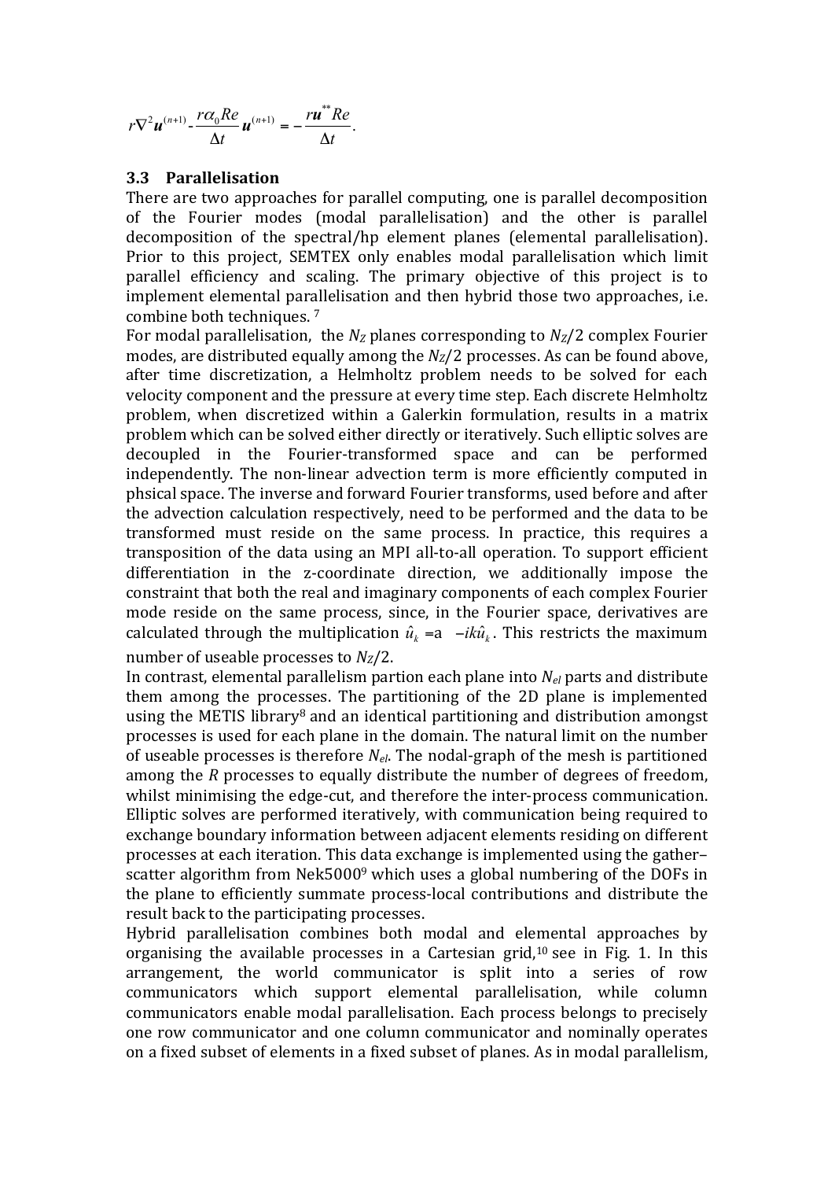$$r\nabla^2 \boldsymbol{u}^{(n+1)} - \frac{r\alpha_0 Re}{\Delta t}\boldsymbol{u}^{(n+1)} = -\frac{r\boldsymbol{u}^{**} Re}{\Delta t}.$$

### 3.3 Parallelisation

There are two approaches for parallel computing, one is parallel decomposition of the Fourier modes (modal parallelisation) and the other is parallel decomposition of the spectral/hp element planes (elemental parallelisation). Prior to this project, SEMTEX only enables modal parallelisation which limit parallel efficiency and scaling. The primary objective of this project is to implement elemental parallelisation and then hybrid those two approaches, i.e. combine both techniques. [7]

For modal parallelisation, the $N_Z$ planes corresponding to $N_Z/2$ complex Fourier modes, are distributed equally among the $N_Z/2$ processes. As can be found above, after time discretization, a Helmholtz problem needs to be solved for each velocity component and the pressure at every time step. Each discrete Helmholtz problem, when discretized within a Galerkin formulation, results in a matrix problem which can be solved either directly or iteratively. Such elliptic solves are decoupled in the Fourier-transformed space and can be performed independently. The non-linear advection term is more efficiently computed in phsical space. The inverse and forward Fourier transforms, used before and after the advection calculation respectively, need to be performed and the data to be transformed must reside on the same process. In practice, this requires a transposition of the data using an MPI all-to-all operation. To support efficient differentiation in the z-coordinate direction, we additionally impose the constraint that both the real and imaginary components of each complex Fourier mode reside on the same process, since, in the Fourier space, derivatives are calculated through the multiplication $\hat{u}_k = a \quad -ik\hat{u}_k$. This restricts the maximum number of useable processes to $N_Z/2$.

In contrast, elemental parallelism partion each plane into $N_{el}$ parts and distribute them among the processes. The partitioning of the 2D plane is implemented using the METIS library[8] and an identical partitioning and distribution amongst processes is used for each plane in the domain. The natural limit on the number of useable processes is therefore $N_{el}$. The nodal-graph of the mesh is partitioned among the $R$ processes to equally distribute the number of degrees of freedom, whilst minimising the edge-cut, and therefore the inter-process communication. Elliptic solves are performed iteratively, with communication being required to exchange boundary information between adjacent elements residing on different processes at each iteration. This data exchange is implemented using the gather–scatter algorithm from Nek5000[9] which uses a global numbering of the DOFs in the plane to efficiently summate process-local contributions and distribute the result back to the participating processes.

Hybrid parallelisation combines both modal and elemental approaches by organising the available processes in a Cartesian grid,[10] see in Fig. 1. In this arrangement, the world communicator is split into a series of row communicators which support elemental parallelisation, while column communicators enable modal parallelisation. Each process belongs to precisely one row communicator and one column communicator and nominally operates on a fixed subset of elements in a fixed subset of planes. As in modal parallelism,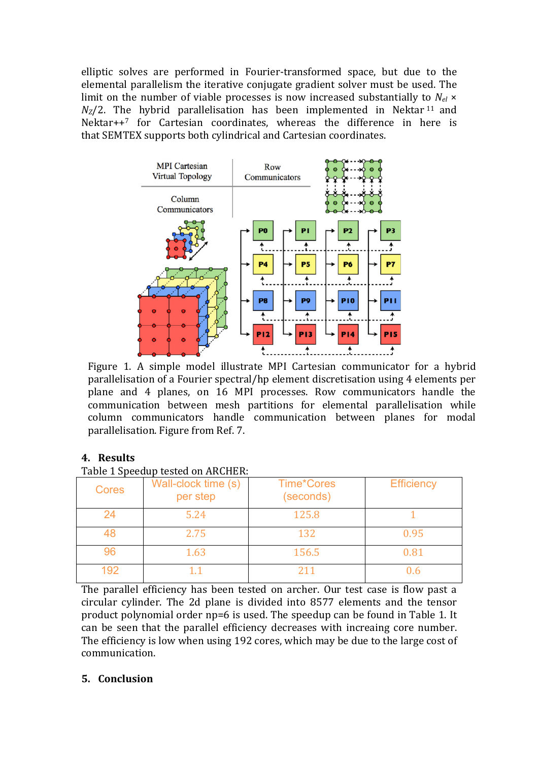elliptic solves are performed in Fourier-transformed space, but due to the elemental parallelism the iterative conjugate gradient solver must be used. The limit on the number of viable processes is now increased substantially to $N_{el} \times N_Z/2$. The hybrid parallelisation has been implemented in Nektar[11] and Nektar++[7] for Cartesian coordinates, whereas the difference in here is that SEMTEX supports both cylindrical and Cartesian coordinates.

Figure 1. A simple model illustrate MPI Cartesian communicator for a hybrid parallelisation of a Fourier spectral/hp element discretisation using 4 elements per plane and 4 planes, on 16 MPI processes. Row communicators handle the communication between mesh partitions for elemental parallelisation while column communicators handle communication between planes for modal parallelisation. Figure from Ref. 7.

## 4. Results

Table 1 Speedup tested on ARCHER:

| Cores | Wall-clock time (s) per step | Time*Cores (seconds) | Efficiency |
|---|---|---|---|
| 24 | 5.24 | 125.8 | 1 |
| 48 | 2.75 | 132 | 0.95 |
| 96 | 1.63 | 156.5 | 0.81 |
| 192 | 1.1 | 211 | 0.6 |

The parallel efficiency has been tested on archer. Our test case is flow past a circular cylinder. The 2d plane is divided into 8577 elements and the tensor product polynomial order np=6 is used. The speedup can be found in Table 1. It can be seen that the parallel efficiency decreases with increaing core number. The efficiency is low when using 192 cores, which may be due to the large cost of communication.

## 5. Conclusion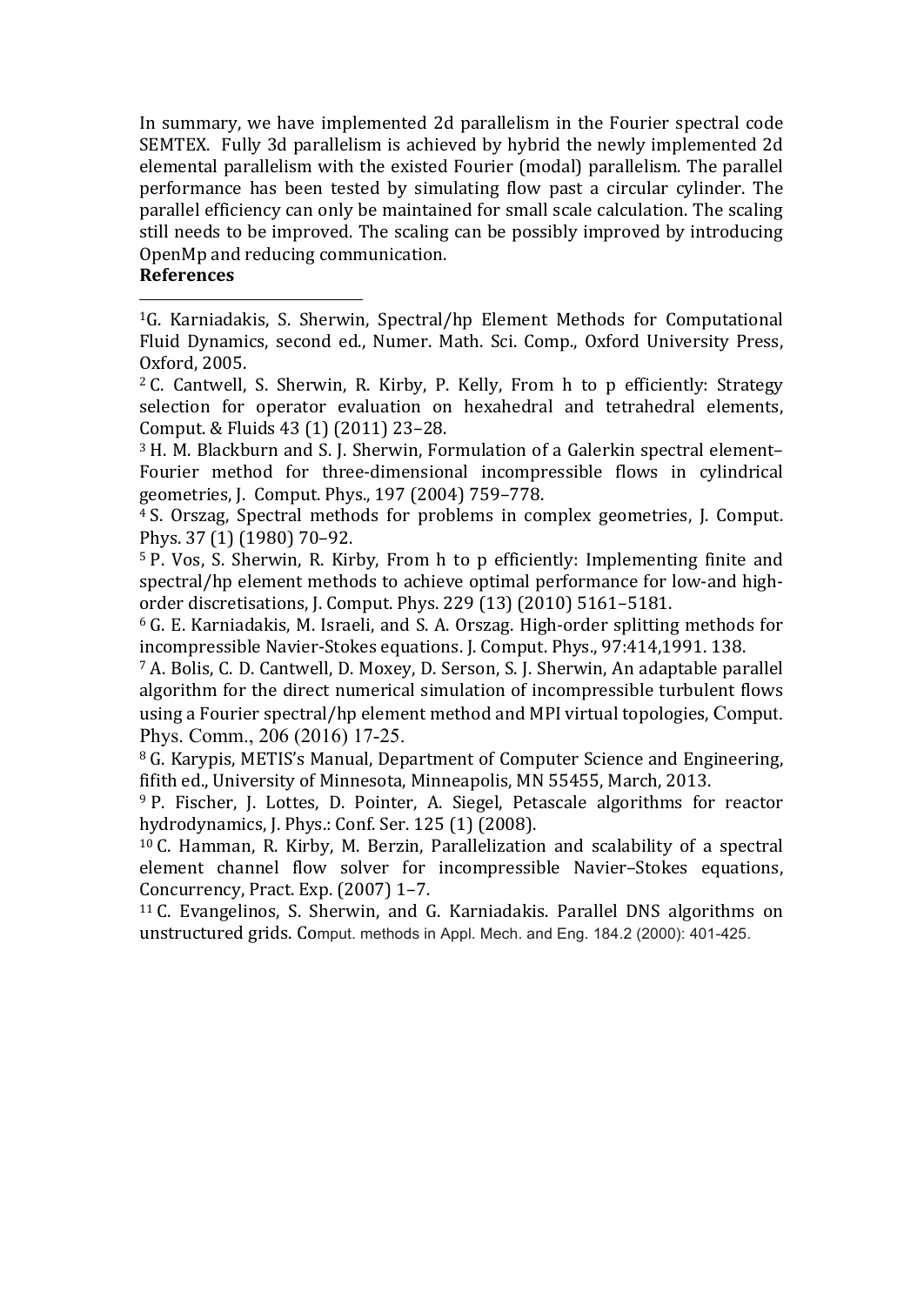In summary, we have implemented 2d parallelism in the Fourier spectral code SEMTEX. Fully 3d parallelism is achieved by hybrid the newly implemented 2d elemental parallelism with the existed Fourier (modal) parallelism. The parallel performance has been tested by simulating flow past a circular cylinder. The parallel efficiency can only be maintained for small scale calculation. The scaling still needs to be improved. The scaling can be possibly improved by introducing OpenMp and reducing communication.

**References**

[1] G. Karniadakis, S. Sherwin, Spectral/hp Element Methods for Computational Fluid Dynamics, second ed., Numer. Math. Sci. Comp., Oxford University Press, Oxford, 2005.

[2] C. Cantwell, S. Sherwin, R. Kirby, P. Kelly, From h to p efficiently: Strategy selection for operator evaluation on hexahedral and tetrahedral elements, Comput. & Fluids 43 (1) (2011) 23–28.

[3] H. M. Blackburn and S. J. Sherwin, Formulation of a Galerkin spectral element–Fourier method for three-dimensional incompressible flows in cylindrical geometries, J. Comput. Phys., 197 (2004) 759–778.

[4] S. Orszag, Spectral methods for problems in complex geometries, J. Comput. Phys. 37 (1) (1980) 70–92.

[5] P. Vos, S. Sherwin, R. Kirby, From h to p efficiently: Implementing finite and spectral/hp element methods to achieve optimal performance for low-and high-order discretisations, J. Comput. Phys. 229 (13) (2010) 5161–5181.

[6] G. E. Karniadakis, M. Israeli, and S. A. Orszag. High-order splitting methods for incompressible Navier-Stokes equations. J. Comput. Phys., 97:414,1991. 138.

[7] A. Bolis, C. D. Cantwell, D. Moxey, D. Serson, S. J. Sherwin, An adaptable parallel algorithm for the direct numerical simulation of incompressible turbulent flows using a Fourier spectral/hp element method and MPI virtual topologies, Comput. Phys. Comm., 206 (2016) 17-25.

[8] G. Karypis, METIS's Manual, Department of Computer Science and Engineering, fifith ed., University of Minnesota, Minneapolis, MN 55455, March, 2013.

[9] P. Fischer, J. Lottes, D. Pointer, A. Siegel, Petascale algorithms for reactor hydrodynamics, J. Phys.: Conf. Ser. 125 (1) (2008).

[10] C. Hamman, R. Kirby, M. Berzin, Parallelization and scalability of a spectral element channel flow solver for incompressible Navier–Stokes equations, Concurrency, Pract. Exp. (2007) 1–7.

[11] C. Evangelinos, S. Sherwin, and G. Karniadakis. Parallel DNS algorithms on unstructured grids. Comput. methods in Appl. Mech. and Eng. 184.2 (2000): 401-425.